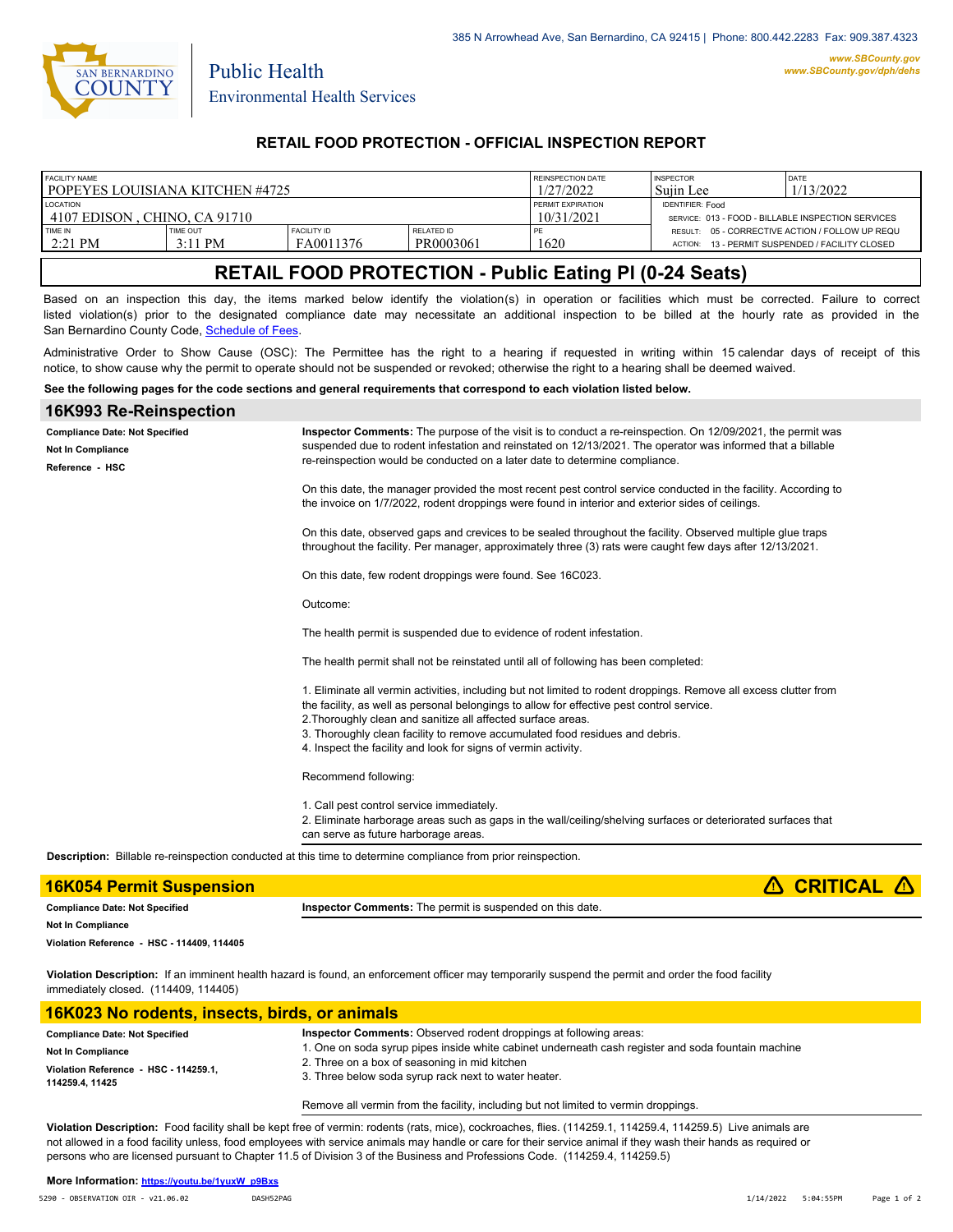385 N Arrowhead Ave, San Bernardino, CA 92415 | Phone: 800.442.2283 Fax: 909.387.4323

www.SBCounty.gov
www.SBCounty.gov/dph/dehs

SAN BERNARDINO COUNTY

Public Health
Environmental Health Services

## RETAIL FOOD PROTECTION - OFFICIAL INSPECTION REPORT

| FACILITY NAME | | | | REINSPECTION DATE | INSPECTOR | DATE |
|---|---|---|---|---|---|---|
| POPEYES LOUISIANA KITCHEN #4725 | | | | 1/27/2022 | Sujin Lee | 1/13/2022 |
| LOCATION | | | | PERMIT EXPIRATION | IDENTIFIER: Food | |
| 4107 EDISON , CHINO, CA 91710 | | | | 10/31/2021 | SERVICE: 013 - FOOD - BILLABLE INSPECTION SERVICES | |
| TIME IN | TIME OUT | FACILITY ID | RELATED ID | PE | RESULT: 05 - CORRECTIVE ACTION / FOLLOW UP REQU | |
| 2:21 PM | 3:11 PM | FA0011376 | PR0003061 | 1620 | ACTION: 13 - PERMIT SUSPENDED / FACILITY CLOSED | |

# RETAIL FOOD PROTECTION - Public Eating Pl (0-24 Seats)

Based on an inspection this day, the items marked below identify the violation(s) in operation or facilities which must be corrected. Failure to correct listed violation(s) prior to the designated compliance date may necessitate an additional inspection to be billed at the hourly rate as provided in the San Bernardino County Code, Schedule of Fees.

Administrative Order to Show Cause (OSC): The Permittee has the right to a hearing if requested in writing within 15 calendar days of receipt of this notice, to show cause why the permit to operate should not be suspended or revoked; otherwise the right to a hearing shall be deemed waived.

**See the following pages for the code sections and general requirements that correspond to each violation listed below.**

## 16K993 Re-Reinspection

**Compliance Date: Not Specified**
**Not In Compliance**
**Reference - HSC**

**Inspector Comments:** The purpose of the visit is to conduct a re-reinspection. On 12/09/2021, the permit was suspended due to rodent infestation and reinstated on 12/13/2021. The operator was informed that a billable re-reinspection would be conducted on a later date to determine compliance.

On this date, the manager provided the most recent pest control service conducted in the facility. According to the invoice on 1/7/2022, rodent droppings were found in interior and exterior sides of ceilings.

On this date, observed gaps and crevices to be sealed throughout the facility. Observed multiple glue traps throughout the facility. Per manager, approximately three (3) rats were caught few days after 12/13/2021.

On this date, few rodent droppings were found. See 16C023.

Outcome:

The health permit is suspended due to evidence of rodent infestation.

The health permit shall not be reinstated until all of following has been completed:

1. Eliminate all vermin activities, including but not limited to rodent droppings. Remove all excess clutter from the facility, as well as personal belongings to allow for effective pest control service.
2. Thoroughly clean and sanitize all affected surface areas.
3. Thoroughly clean facility to remove accumulated food residues and debris.
4. Inspect the facility and look for signs of vermin activity.

Recommend following:

1. Call pest control service immediately.
2. Eliminate harborage areas such as gaps in the wall/ceiling/shelving surfaces or deteriorated surfaces that can serve as future harborage areas.

**Description:** Billable re-reinspection conducted at this time to determine compliance from prior reinspection.

## 16K054 Permit Suspension ⚠ CRITICAL ⚠

**Compliance Date: Not Specified**
**Not In Compliance**
**Violation Reference - HSC - 114409, 114405**

**Inspector Comments:** The permit is suspended on this date.

**Violation Description:** If an imminent health hazard is found, an enforcement officer may temporarily suspend the permit and order the food facility immediately closed. (114409, 114405)

## 16K023 No rodents, insects, birds, or animals

**Compliance Date: Not Specified**
**Not In Compliance**
**Violation Reference - HSC - 114259.1, 114259.4, 11425**

**Inspector Comments:** Observed rodent droppings at following areas:
1. One on soda syrup pipes inside white cabinet underneath cash register and soda fountain machine
2. Three on a box of seasoning in mid kitchen
3. Three below soda syrup rack next to water heater.

Remove all vermin from the facility, including but not limited to vermin droppings.

**Violation Description:** Food facility shall be kept free of vermin: rodents (rats, mice), cockroaches, flies. (114259.1, 114259.4, 114259.5) Live animals are not allowed in a food facility unless, food employees with service animals may handle or care for their service animal if they wash their hands as required or persons who are licensed pursuant to Chapter 11.5 of Division 3 of the Business and Professions Code. (114259.4, 114259.5)

**More Information: https://youtu.be/1yuxW_p9Bxs**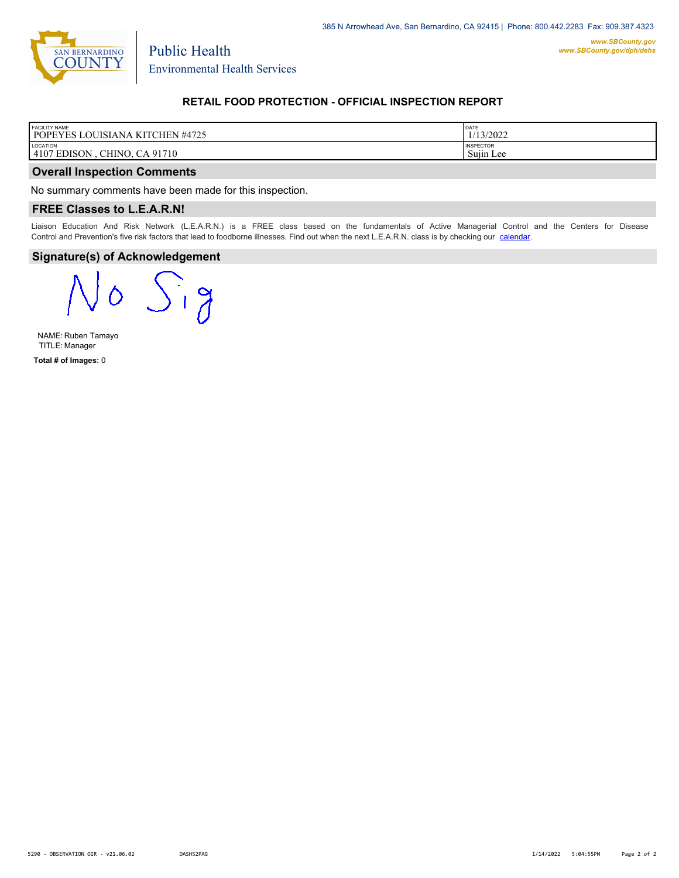385 N Arrowhead Ave, San Bernardino, CA 92415 | Phone: 800.442.2283 Fax: 909.387.4323

*www.SBCounty.gov*
*www.SBCounty.gov/dph/dehs*

Public Health
Environmental Health Services

## RETAIL FOOD PROTECTION - OFFICIAL INSPECTION REPORT

| | |
|---|---|
| FACILITY NAME<br>POPEYES LOUISIANA KITCHEN #4725 | DATE<br>1/13/2022 |
| LOCATION<br>4107 EDISON , CHINO, CA 91710 | INSPECTOR<br>Sujin Lee |

### Overall Inspection Comments

No summary comments have been made for this inspection.

### FREE Classes to L.E.A.R.N!

Liaison Education And Risk Network (L.E.A.R.N.) is a FREE class based on the fundamentals of Active Managerial Control and the Centers for Disease Control and Prevention's five risk factors that lead to foodborne illnesses. Find out when the next L.E.A.R.N. class is by checking our calendar.

### Signature(s) of Acknowledgement

No Sig

NAME: Ruben Tamayo
TITLE: Manager

**Total # of Images:** 0

5290 - OBSERVATION OIR - v21.06.02 DASH52PAG 1/14/2022 5:04:55PM